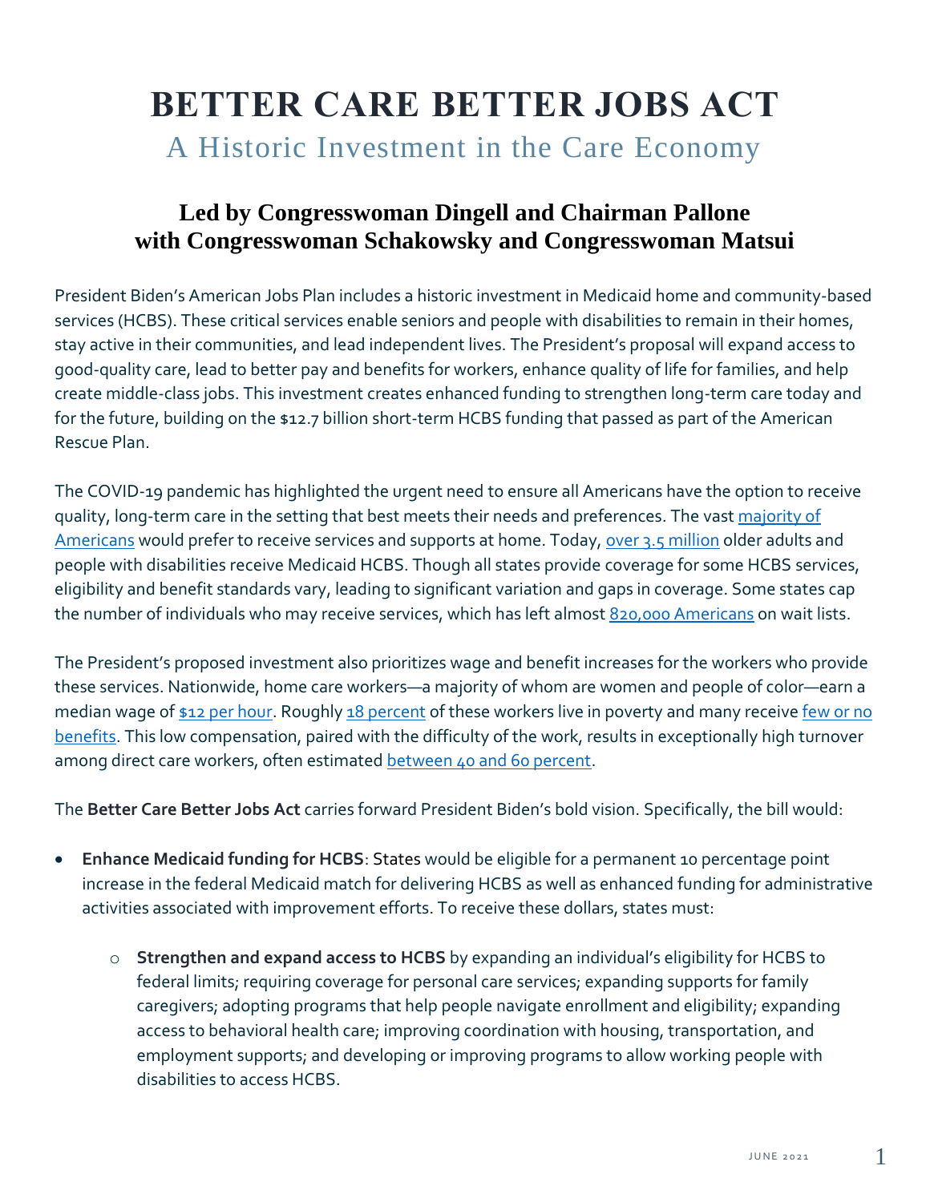# BETTER CARE BETTER JOBS ACT

## A Historic Investment in the Care Economy

### Led by Congresswoman Dingell and Chairman Pallone with Congresswoman Schakowsky and Congresswoman Matsui

President Biden's American Jobs Plan includes a historic investment in Medicaid home and community-based services (HCBS). These critical services enable seniors and people with disabilities to remain in their homes, stay active in their communities, and lead independent lives. The President's proposal will expand access to good-quality care, lead to better pay and benefits for workers, enhance quality of life for families, and help create middle-class jobs. This investment creates enhanced funding to strengthen long-term care today and for the future, building on the $12.7 billion short-term HCBS funding that passed as part of the American Rescue Plan.

The COVID-19 pandemic has highlighted the urgent need to ensure all Americans have the option to receive quality, long-term care in the setting that best meets their needs and preferences. The vast majority of Americans would prefer to receive services and supports at home. Today, over 3.5 million older adults and people with disabilities receive Medicaid HCBS. Though all states provide coverage for some HCBS services, eligibility and benefit standards vary, leading to significant variation and gaps in coverage. Some states cap the number of individuals who may receive services, which has left almost 820,000 Americans on wait lists.

The President's proposed investment also prioritizes wage and benefit increases for the workers who provide these services. Nationwide, home care workers—a majority of whom are women and people of color—earn a median wage of $12 per hour. Roughly 18 percent of these workers live in poverty and many receive few or no benefits. This low compensation, paired with the difficulty of the work, results in exceptionally high turnover among direct care workers, often estimated between 40 and 60 percent.

The **Better Care Better Jobs Act** carries forward President Biden's bold vision. Specifically, the bill would:

- **Enhance Medicaid funding for HCBS**: States would be eligible for a permanent 10 percentage point increase in the federal Medicaid match for delivering HCBS as well as enhanced funding for administrative activities associated with improvement efforts. To receive these dollars, states must:
    - **Strengthen and expand access to HCBS** by expanding an individual's eligibility for HCBS to federal limits; requiring coverage for personal care services; expanding supports for family caregivers; adopting programs that help people navigate enrollment and eligibility; expanding access to behavioral health care; improving coordination with housing, transportation, and employment supports; and developing or improving programs to allow working people with disabilities to access HCBS.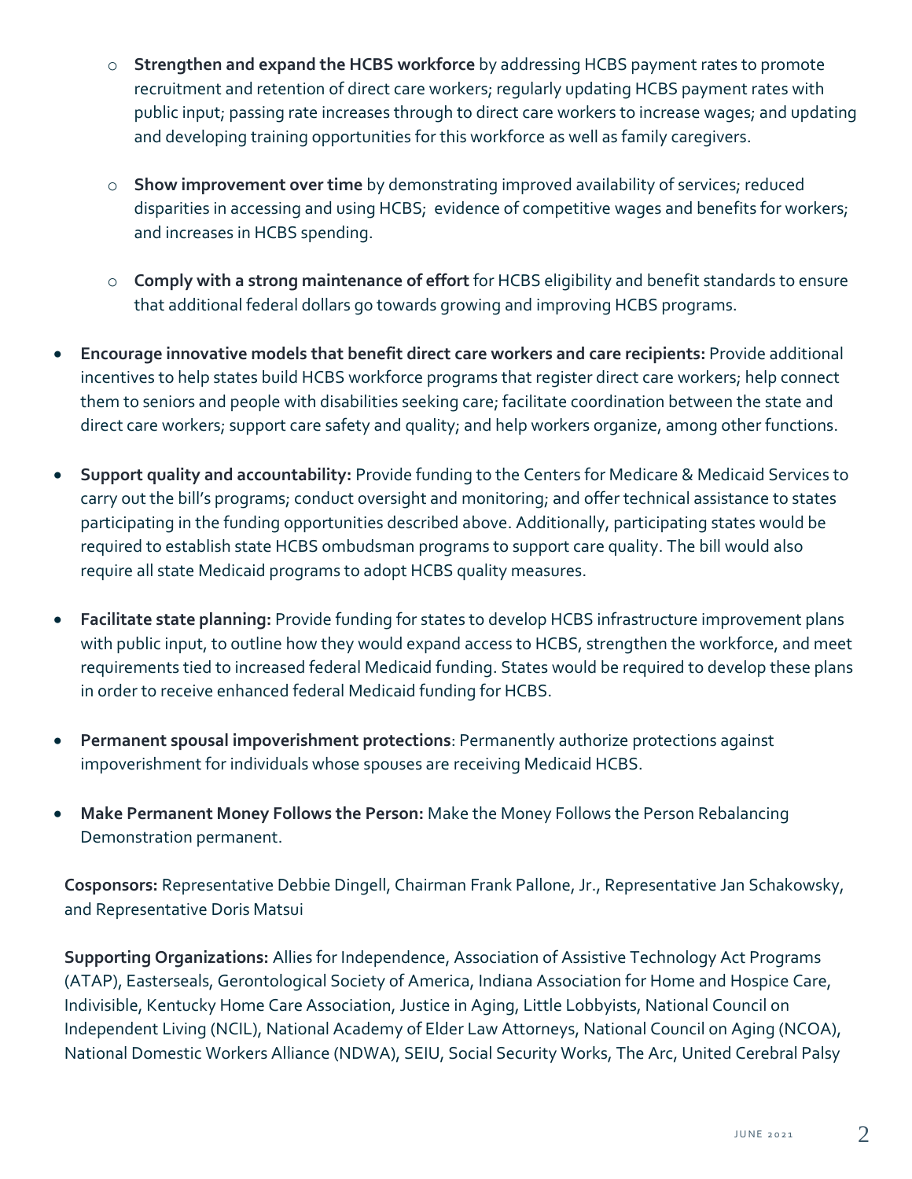- **Strengthen and expand the HCBS workforce** by addressing HCBS payment rates to promote recruitment and retention of direct care workers; regularly updating HCBS payment rates with public input; passing rate increases through to direct care workers to increase wages; and updating and developing training opportunities for this workforce as well as family caregivers.
  - **Show improvement over time** by demonstrating improved availability of services; reduced disparities in accessing and using HCBS; evidence of competitive wages and benefits for workers; and increases in HCBS spending.
  - **Comply with a strong maintenance of effort** for HCBS eligibility and benefit standards to ensure that additional federal dollars go towards growing and improving HCBS programs.

- **Encourage innovative models that benefit direct care workers and care recipients:** Provide additional incentives to help states build HCBS workforce programs that register direct care workers; help connect them to seniors and people with disabilities seeking care; facilitate coordination between the state and direct care workers; support care safety and quality; and help workers organize, among other functions.

- **Support quality and accountability:** Provide funding to the Centers for Medicare & Medicaid Services to carry out the bill's programs; conduct oversight and monitoring; and offer technical assistance to states participating in the funding opportunities described above. Additionally, participating states would be required to establish state HCBS ombudsman programs to support care quality. The bill would also require all state Medicaid programs to adopt HCBS quality measures.

- **Facilitate state planning:** Provide funding for states to develop HCBS infrastructure improvement plans with public input, to outline how they would expand access to HCBS, strengthen the workforce, and meet requirements tied to increased federal Medicaid funding. States would be required to develop these plans in order to receive enhanced federal Medicaid funding for HCBS.

- **Permanent spousal impoverishment protections**: Permanently authorize protections against impoverishment for individuals whose spouses are receiving Medicaid HCBS.

- **Make Permanent Money Follows the Person:** Make the Money Follows the Person Rebalancing Demonstration permanent.

**Cosponsors:** Representative Debbie Dingell, Chairman Frank Pallone, Jr., Representative Jan Schakowsky, and Representative Doris Matsui

**Supporting Organizations:** Allies for Independence, Association of Assistive Technology Act Programs (ATAP), Easterseals, Gerontological Society of America, Indiana Association for Home and Hospice Care, Indivisible, Kentucky Home Care Association, Justice in Aging, Little Lobbyists, National Council on Independent Living (NCIL), National Academy of Elder Law Attorneys, National Council on Aging (NCOA), National Domestic Workers Alliance (NDWA), SEIU, Social Security Works, The Arc, United Cerebral Palsy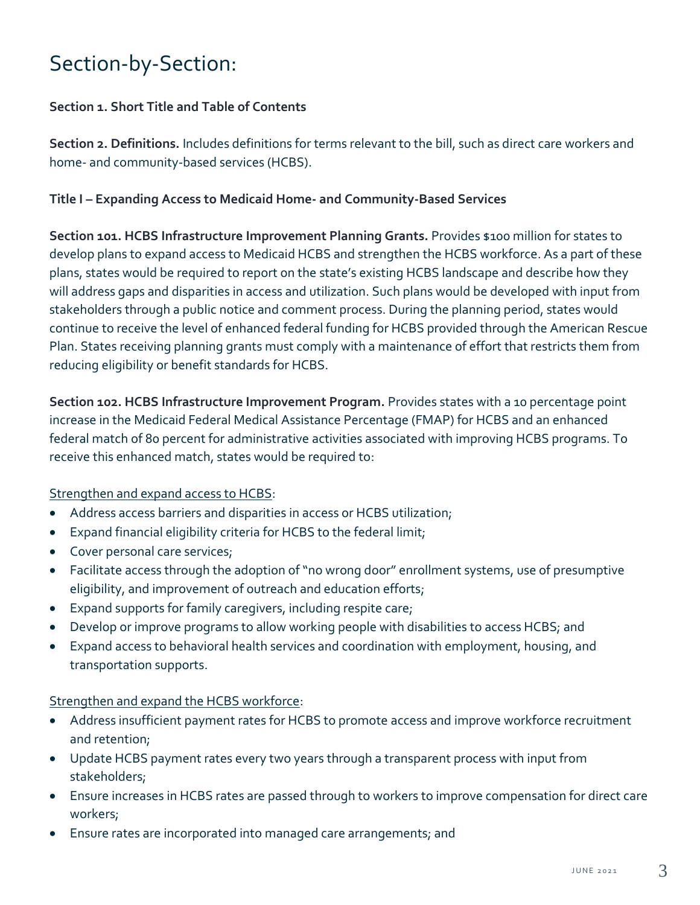# Section-by-Section:

**Section 1. Short Title and Table of Contents**

**Section 2. Definitions.** Includes definitions for terms relevant to the bill, such as direct care workers and home- and community-based services (HCBS).

**Title I – Expanding Access to Medicaid Home- and Community-Based Services**

**Section 101. HCBS Infrastructure Improvement Planning Grants.** Provides $100 million for states to develop plans to expand access to Medicaid HCBS and strengthen the HCBS workforce. As a part of these plans, states would be required to report on the state's existing HCBS landscape and describe how they will address gaps and disparities in access and utilization. Such plans would be developed with input from stakeholders through a public notice and comment process. During the planning period, states would continue to receive the level of enhanced federal funding for HCBS provided through the American Rescue Plan. States receiving planning grants must comply with a maintenance of effort that restricts them from reducing eligibility or benefit standards for HCBS.

**Section 102. HCBS Infrastructure Improvement Program.** Provides states with a 10 percentage point increase in the Medicaid Federal Medical Assistance Percentage (FMAP) for HCBS and an enhanced federal match of 80 percent for administrative activities associated with improving HCBS programs. To receive this enhanced match, states would be required to:

<u>Strengthen and expand access to HCBS</u>:

- Address access barriers and disparities in access or HCBS utilization;
- Expand financial eligibility criteria for HCBS to the federal limit;
- Cover personal care services;
- Facilitate access through the adoption of "no wrong door" enrollment systems, use of presumptive eligibility, and improvement of outreach and education efforts;
- Expand supports for family caregivers, including respite care;
- Develop or improve programs to allow working people with disabilities to access HCBS; and
- Expand access to behavioral health services and coordination with employment, housing, and transportation supports.

<u>Strengthen and expand the HCBS workforce</u>:

- Address insufficient payment rates for HCBS to promote access and improve workforce recruitment and retention;
- Update HCBS payment rates every two years through a transparent process with input from stakeholders;
- Ensure increases in HCBS rates are passed through to workers to improve compensation for direct care workers;
- Ensure rates are incorporated into managed care arrangements; and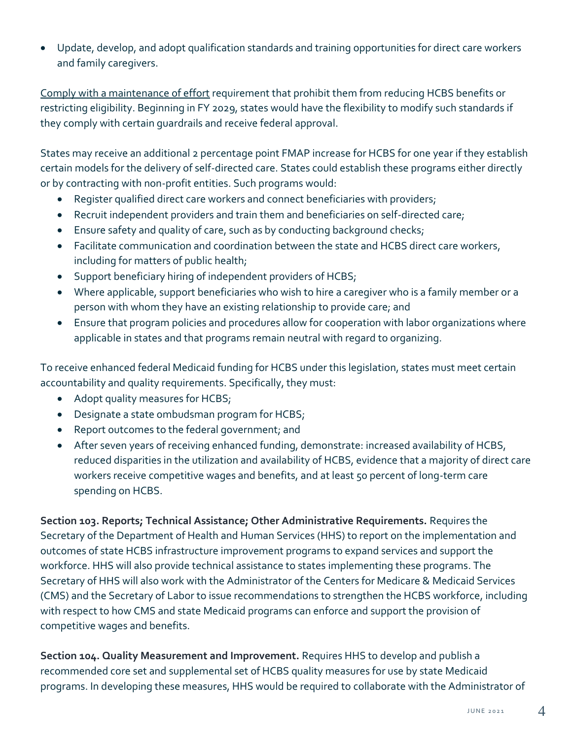- Update, develop, and adopt qualification standards and training opportunities for direct care workers and family caregivers.

Comply with a maintenance of effort requirement that prohibit them from reducing HCBS benefits or restricting eligibility. Beginning in FY 2029, states would have the flexibility to modify such standards if they comply with certain guardrails and receive federal approval.

States may receive an additional 2 percentage point FMAP increase for HCBS for one year if they establish certain models for the delivery of self-directed care. States could establish these programs either directly or by contracting with non-profit entities. Such programs would:

- Register qualified direct care workers and connect beneficiaries with providers;
- Recruit independent providers and train them and beneficiaries on self-directed care;
- Ensure safety and quality of care, such as by conducting background checks;
- Facilitate communication and coordination between the state and HCBS direct care workers, including for matters of public health;
- Support beneficiary hiring of independent providers of HCBS;
- Where applicable, support beneficiaries who wish to hire a caregiver who is a family member or a person with whom they have an existing relationship to provide care; and
- Ensure that program policies and procedures allow for cooperation with labor organizations where applicable in states and that programs remain neutral with regard to organizing.

To receive enhanced federal Medicaid funding for HCBS under this legislation, states must meet certain accountability and quality requirements. Specifically, they must:

- Adopt quality measures for HCBS;
- Designate a state ombudsman program for HCBS;
- Report outcomes to the federal government; and
- After seven years of receiving enhanced funding, demonstrate: increased availability of HCBS, reduced disparities in the utilization and availability of HCBS, evidence that a majority of direct care workers receive competitive wages and benefits, and at least 50 percent of long-term care spending on HCBS.

**Section 103. Reports; Technical Assistance; Other Administrative Requirements.** Requires the Secretary of the Department of Health and Human Services (HHS) to report on the implementation and outcomes of state HCBS infrastructure improvement programs to expand services and support the workforce. HHS will also provide technical assistance to states implementing these programs. The Secretary of HHS will also work with the Administrator of the Centers for Medicare & Medicaid Services (CMS) and the Secretary of Labor to issue recommendations to strengthen the HCBS workforce, including with respect to how CMS and state Medicaid programs can enforce and support the provision of competitive wages and benefits.

**Section 104. Quality Measurement and Improvement.** Requires HHS to develop and publish a recommended core set and supplemental set of HCBS quality measures for use by state Medicaid programs. In developing these measures, HHS would be required to collaborate with the Administrator of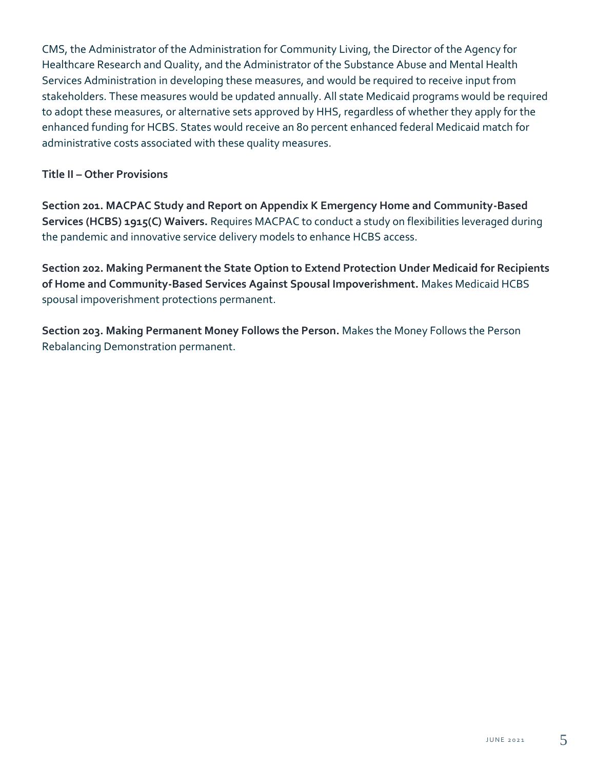CMS, the Administrator of the Administration for Community Living, the Director of the Agency for Healthcare Research and Quality, and the Administrator of the Substance Abuse and Mental Health Services Administration in developing these measures, and would be required to receive input from stakeholders. These measures would be updated annually. All state Medicaid programs would be required to adopt these measures, or alternative sets approved by HHS, regardless of whether they apply for the enhanced funding for HCBS. States would receive an 80 percent enhanced federal Medicaid match for administrative costs associated with these quality measures.

**Title II – Other Provisions**

**Section 201. MACPAC Study and Report on Appendix K Emergency Home and Community-Based Services (HCBS) 1915(C) Waivers.** Requires MACPAC to conduct a study on flexibilities leveraged during the pandemic and innovative service delivery models to enhance HCBS access.

**Section 202. Making Permanent the State Option to Extend Protection Under Medicaid for Recipients of Home and Community-Based Services Against Spousal Impoverishment.** Makes Medicaid HCBS spousal impoverishment protections permanent.

**Section 203. Making Permanent Money Follows the Person.** Makes the Money Follows the Person Rebalancing Demonstration permanent.